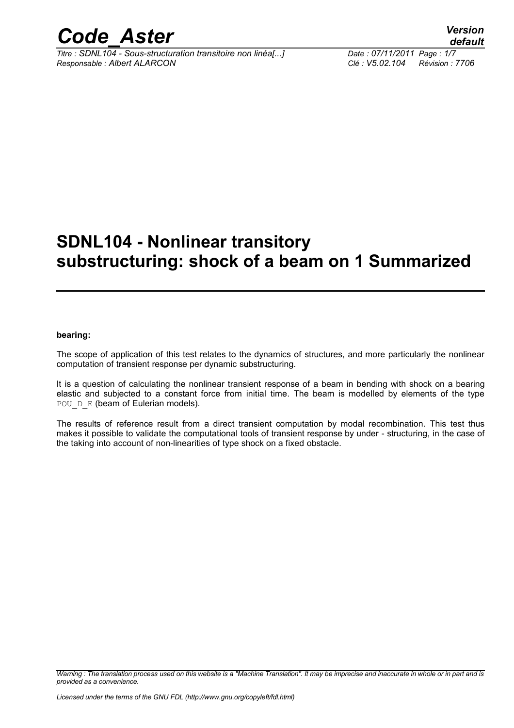# SDNL104 - Nonlinear transitory substructuring: shock of a beam on 1 Summarized

**bearing:**

The scope of application of this test relates to the dynamics of structures, and more particularly the nonlinear computation of transient response per dynamic substructuring.

It is a question of calculating the nonlinear transient response of a beam in bending with shock on a bearing elastic and subjected to a constant force from initial time. The beam is modelled by elements of the type POU_D_E (beam of Eulerian models).

The results of reference result from a direct transient computation by modal recombination. This test thus makes it possible to validate the computational tools of transient response by under - structuring, in the case of the taking into account of non-linearities of type shock on a fixed obstacle.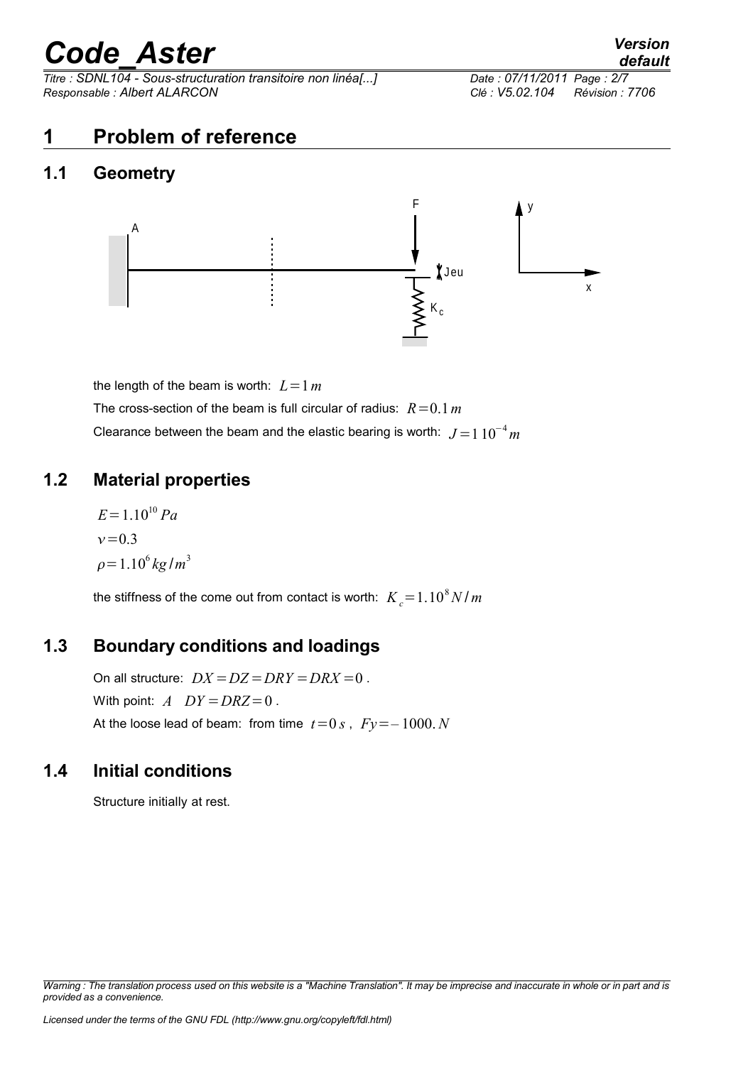# 1 Problem of reference

## 1.1 Geometry

the length of the beam is worth: $L=1\,m$

The cross-section of the beam is full circular of radius: $R=0.1\,m$

Clearance between the beam and the elastic bearing is worth: $J=1\,10^{-4}\,m$

## 1.2 Material properties

$E=1.10^{10}\,Pa$

$\nu=0.3$

$\rho=1.10^{6}\,kg/m^{3}$

the stiffness of the come out from contact is worth: $K_c=1.10^{8}\,N/m$

## 1.3 Boundary conditions and loadings

On all structure: $DX=DZ=DRY=DRX=0$ .

With point: $A \quad DY=DRZ=0$ .

At the loose lead of beam: from time $t=0\,s$ , $Fy=-1000.\,N$

## 1.4 Initial conditions

Structure initially at rest.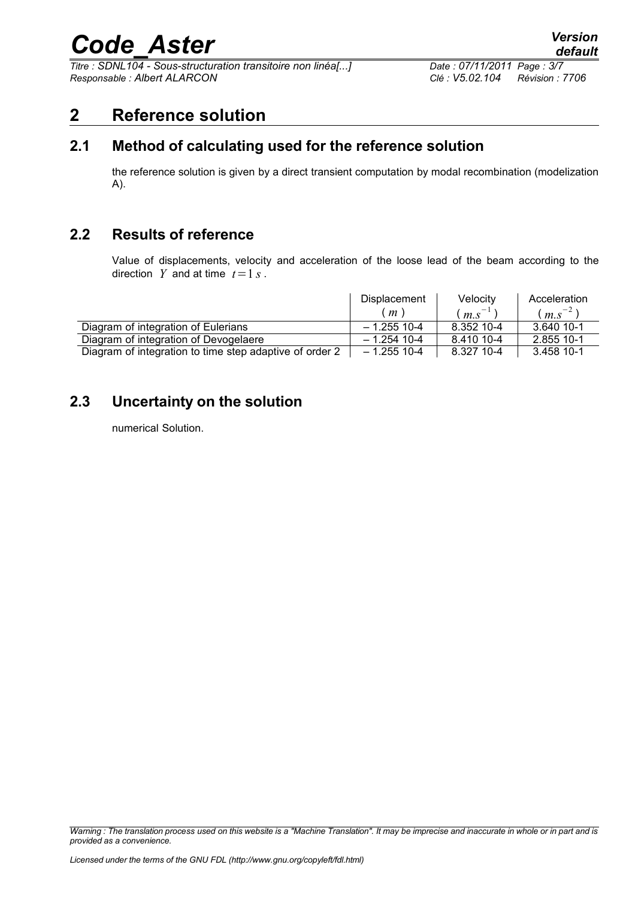# 2 Reference solution

## 2.1 Method of calculating used for the reference solution

the reference solution is given by a direct transient computation by modal recombination (modelization A).

## 2.2 Results of reference

Value of displacements, velocity and acceleration of the loose lead of the beam according to the direction $Y$ and at time $t=1\,s$.

| | Displacement ($m$) | Velocity ($m.s^{-1}$) | Acceleration ($m.s^{-2}$) |
|---|---|---|---|
| Diagram of integration of Eulerians | – 1.255 10-4 | 8.352 10-4 | 3.640 10-1 |
| Diagram of integration of Devogelaere | – 1.254 10-4 | 8.410 10-4 | 2.855 10-1 |
| Diagram of integration to time step adaptive of order 2 | – 1.255 10-4 | 8.327 10-4 | 3.458 10-1 |

## 2.3 Uncertainty on the solution

numerical Solution.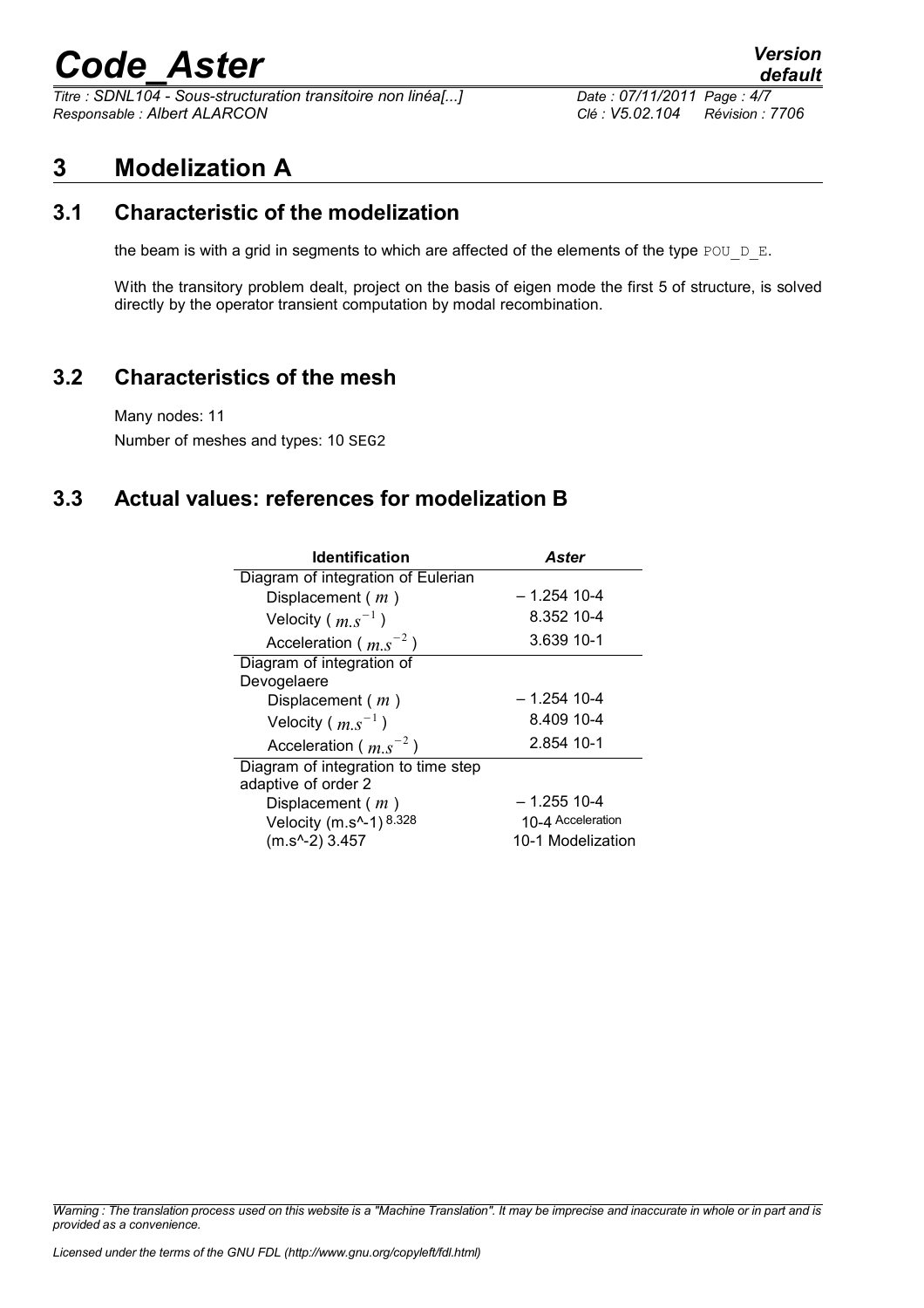# 3 Modelization A

## 3.1 Characteristic of the modelization

the beam is with a grid in segments to which are affected of the elements of the type POU_D_E.

With the transitory problem dealt, project on the basis of eigen mode the first 5 of structure, is solved directly by the operator transient computation by modal recombination.

## 3.2 Characteristics of the mesh

Many nodes: 11

Number of meshes and types: 10 SEG2

## 3.3 Actual values: references for modelization B

| Identification | *Aster* |
|---|---|
| Diagram of integration of Eulerian | |
| Displacement ( $m$ ) | – 1.254 10-4 |
| Velocity ( $m.s^{-1}$ ) | 8.352 10-4 |
| Acceleration ( $m.s^{-2}$ ) | 3.639 10-1 |
| Diagram of integration of Devogelaere | |
| Displacement ( $m$ ) | – 1.254 10-4 |
| Velocity ( $m.s^{-1}$ ) | 8.409 10-4 |
| Acceleration ( $m.s^{-2}$ ) | 2.854 10-1 |
| Diagram of integration to time step adaptive of order 2 | |
| Displacement ( $m$ ) | – 1.255 10-4 |
| Velocity (m.s^-1) 8.328 | 10-4 Acceleration |
| (m.s^-2) 3.457 | 10-1 Modelization |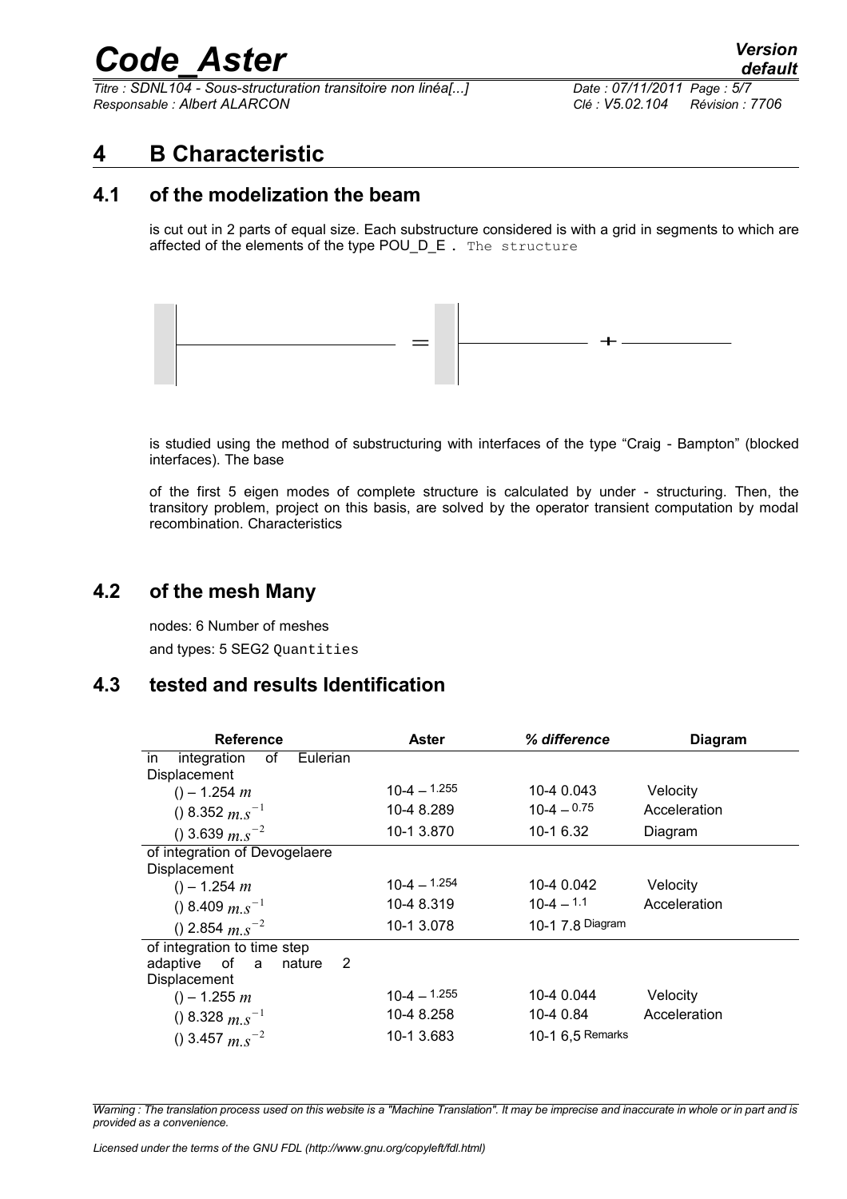# 4 B Characteristic

## 4.1 of the modelization the beam

is cut out in 2 parts of equal size. Each substructure considered is with a grid in segments to which are affected of the elements of the type POU_D_E . The structure

is studied using the method of substructuring with interfaces of the type "Craig - Bampton" (blocked interfaces). The base

of the first 5 eigen modes of complete structure is calculated by under - structuring. Then, the transitory problem, project on this basis, are solved by the operator transient computation by modal recombination. Characteristics

## 4.2 of the mesh Many

nodes: 6 Number of meshes

and types: 5 SEG2 Quantities

## 4.3 tested and results Identification

| Reference | Aster | % difference | Diagram |
|---|---|---|---|
| in integration of Eulerian Displacement | | | |
| () – 1.254 $m$ | 10-4 – 1.255 | 10-4 0.043 | Velocity |
| () 8.352 $m.s^{-1}$ | 10-4 8.289 | 10-4 – 0.75 | Acceleration |
| () 3.639 $m.s^{-2}$ | 10-1 3.870 | 10-1 6.32 | Diagram |
| of integration of Devogelaere Displacement | | | |
| () – 1.254 $m$ | 10-4 – 1.254 | 10-4 0.042 | Velocity |
| () 8.409 $m.s^{-1}$ | 10-4 8.319 | 10-4 – 1.1 | Acceleration |
| () 2.854 $m.s^{-2}$ | 10-1 3.078 | 10-1 7.8 Diagram | |
| of integration to time step adaptive of a nature 2 Displacement | | | |
| () – 1.255 $m$ | 10-4 – 1.255 | 10-4 0.044 | Velocity |
| () 8.328 $m.s^{-1}$ | 10-4 8.258 | 10-4 0.84 | Acceleration |
| () 3.457 $m.s^{-2}$ | 10-1 3.683 | 10-1 6,5 Remarks | |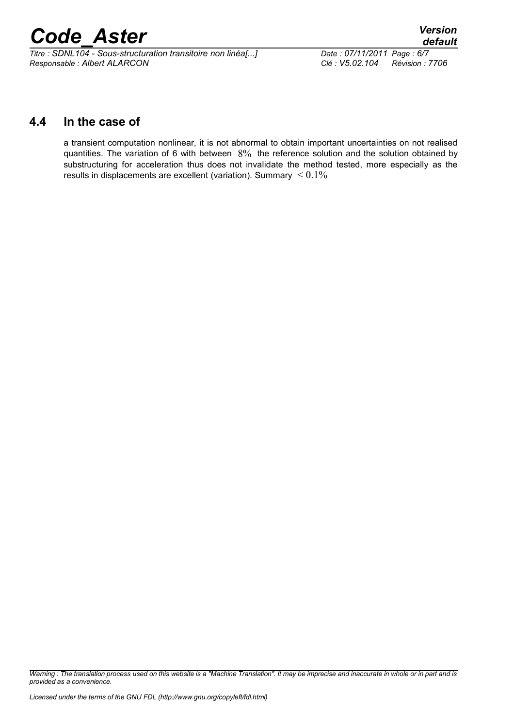## 4.4 In the case of

a transient computation nonlinear, it is not abnormal to obtain important uncertainties on not realised quantities. The variation of 6 with between $8\%$ the reference solution and the solution obtained by substructuring for acceleration thus does not invalidate the method tested, more especially as the results in displacements are excellent (variation). Summary $< 0.1\%$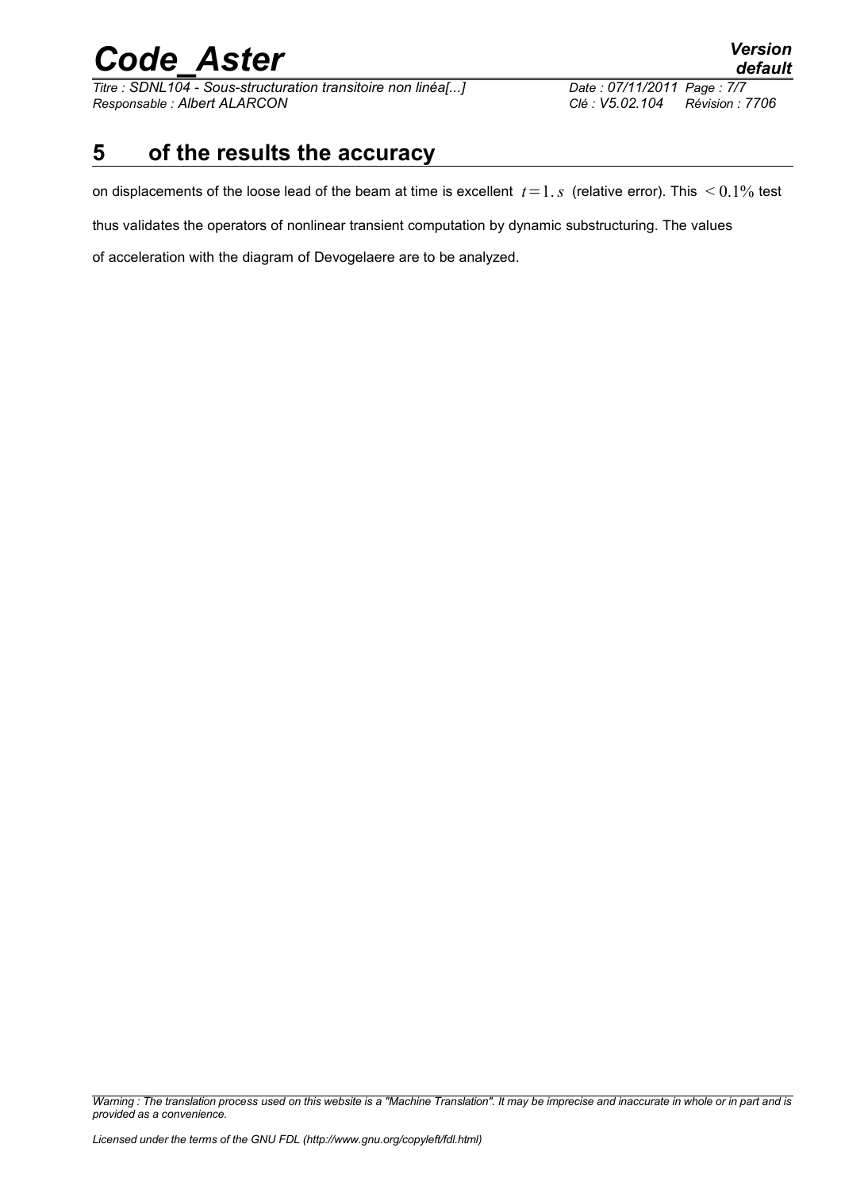# 5 of the results the accuracy

on displacements of the loose lead of the beam at time is excellent $t=1.s$ (relative error). This $<0.1\%$ test thus validates the operators of nonlinear transient computation by dynamic substructuring. The values of acceleration with the diagram of Devogelaere are to be analyzed.